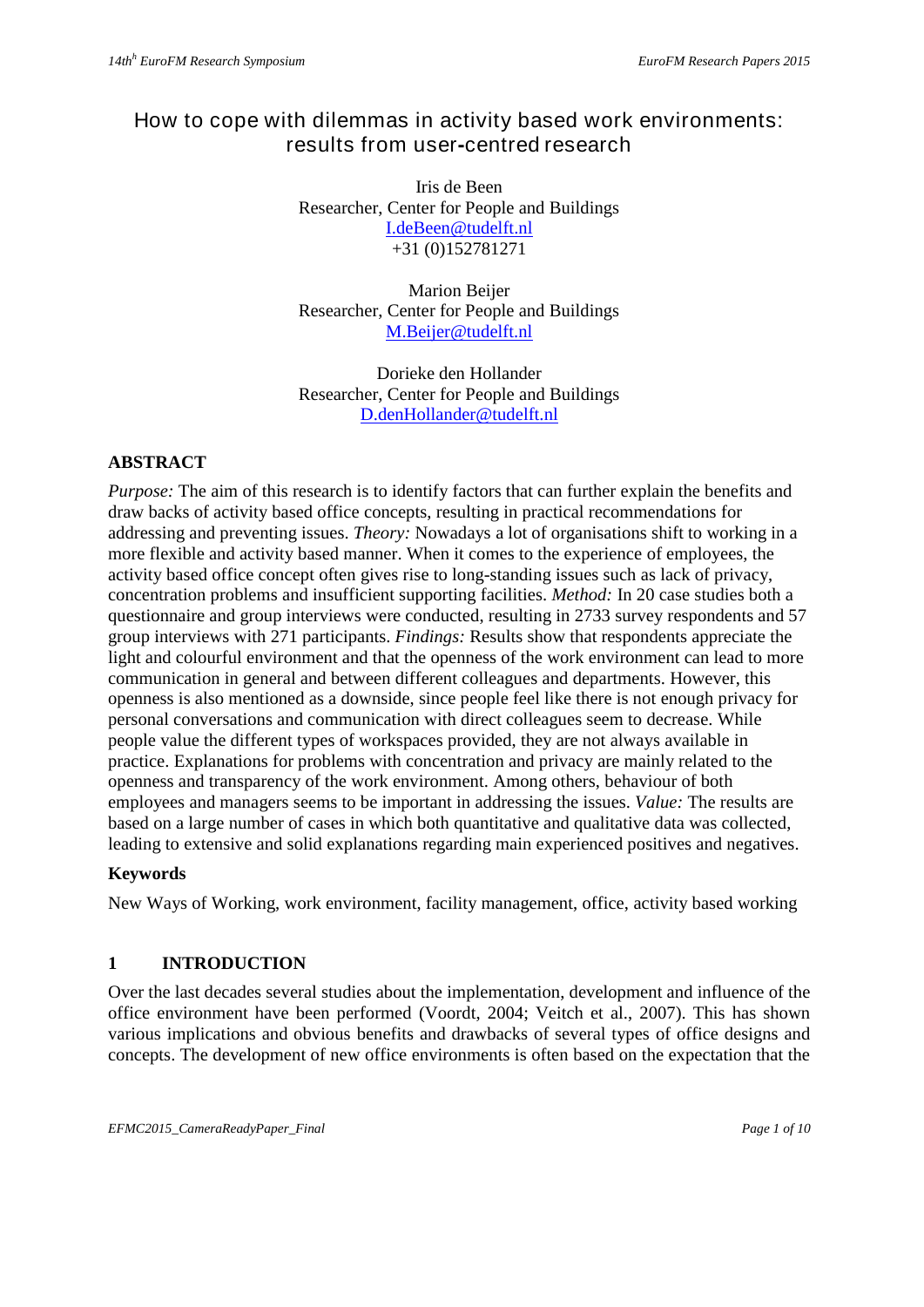# How to cope with dilemmas in activity based work environments: results from user-centred research

Iris de Been
Researcher, Center for People and Buildings
I.deBeen@tudelft.nl
+31 (0)152781271

Marion Beijer
Researcher, Center for People and Buildings
M.Beijer@tudelft.nl

Dorieke den Hollander
Researcher, Center for People and Buildings
D.denHollander@tudelft.nl

## ABSTRACT

*Purpose:* The aim of this research is to identify factors that can further explain the benefits and draw backs of activity based office concepts, resulting in practical recommendations for addressing and preventing issues. *Theory:* Nowadays a lot of organisations shift to working in a more flexible and activity based manner. When it comes to the experience of employees, the activity based office concept often gives rise to long-standing issues such as lack of privacy, concentration problems and insufficient supporting facilities. *Method:* In 20 case studies both a questionnaire and group interviews were conducted, resulting in 2733 survey respondents and 57 group interviews with 271 participants. *Findings:* Results show that respondents appreciate the light and colourful environment and that the openness of the work environment can lead to more communication in general and between different colleagues and departments. However, this openness is also mentioned as a downside, since people feel like there is not enough privacy for personal conversations and communication with direct colleagues seem to decrease. While people value the different types of workspaces provided, they are not always available in practice. Explanations for problems with concentration and privacy are mainly related to the openness and transparency of the work environment. Among others, behaviour of both employees and managers seems to be important in addressing the issues. *Value:* The results are based on a large number of cases in which both quantitative and qualitative data was collected, leading to extensive and solid explanations regarding main experienced positives and negatives.

### Keywords

New Ways of Working, work environment, facility management, office, activity based working

## 1 INTRODUCTION

Over the last decades several studies about the implementation, development and influence of the office environment have been performed (Voordt, 2004; Veitch et al., 2007). This has shown various implications and obvious benefits and drawbacks of several types of office designs and concepts. The development of new office environments is often based on the expectation that the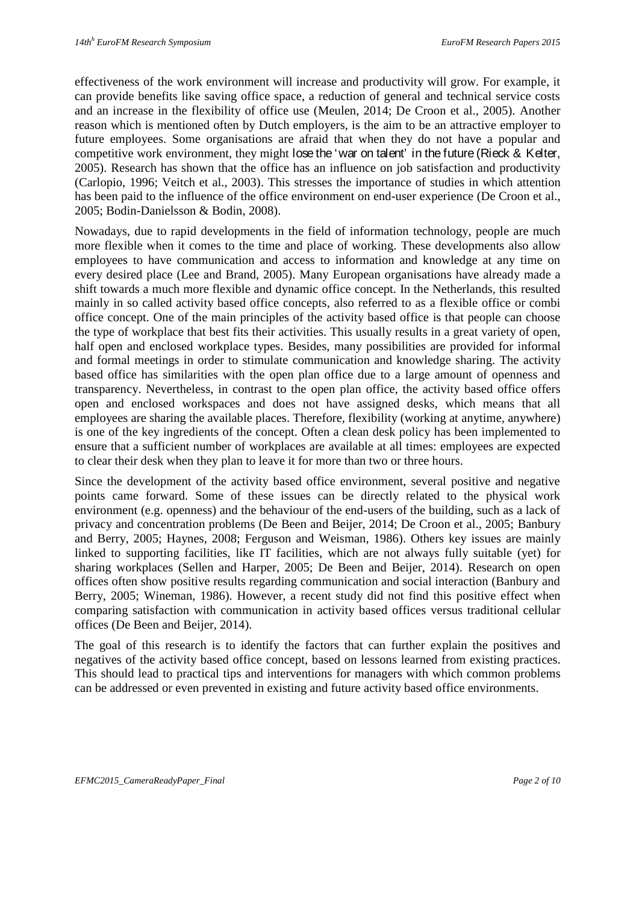effectiveness of the work environment will increase and productivity will grow. For example, it can provide benefits like saving office space, a reduction of general and technical service costs and an increase in the flexibility of office use (Meulen, 2014; De Croon et al., 2005). Another reason which is mentioned often by Dutch employers, is the aim to be an attractive employer to future employees. Some organisations are afraid that when they do not have a popular and competitive work environment, they might lose the 'war on talent' in the future (Rieck & Kelter, 2005). Research has shown that the office has an influence on job satisfaction and productivity (Carlopio, 1996; Veitch et al., 2003). This stresses the importance of studies in which attention has been paid to the influence of the office environment on end-user experience (De Croon et al., 2005; Bodin-Danielsson & Bodin, 2008).

Nowadays, due to rapid developments in the field of information technology, people are much more flexible when it comes to the time and place of working. These developments also allow employees to have communication and access to information and knowledge at any time on every desired place (Lee and Brand, 2005). Many European organisations have already made a shift towards a much more flexible and dynamic office concept. In the Netherlands, this resulted mainly in so called activity based office concepts, also referred to as a flexible office or combi office concept. One of the main principles of the activity based office is that people can choose the type of workplace that best fits their activities. This usually results in a great variety of open, half open and enclosed workplace types. Besides, many possibilities are provided for informal and formal meetings in order to stimulate communication and knowledge sharing. The activity based office has similarities with the open plan office due to a large amount of openness and transparency. Nevertheless, in contrast to the open plan office, the activity based office offers open and enclosed workspaces and does not have assigned desks, which means that all employees are sharing the available places. Therefore, flexibility (working at anytime, anywhere) is one of the key ingredients of the concept. Often a clean desk policy has been implemented to ensure that a sufficient number of workplaces are available at all times: employees are expected to clear their desk when they plan to leave it for more than two or three hours.

Since the development of the activity based office environment, several positive and negative points came forward. Some of these issues can be directly related to the physical work environment (e.g. openness) and the behaviour of the end-users of the building, such as a lack of privacy and concentration problems (De Been and Beijer, 2014; De Croon et al., 2005; Banbury and Berry, 2005; Haynes, 2008; Ferguson and Weisman, 1986). Others key issues are mainly linked to supporting facilities, like IT facilities, which are not always fully suitable (yet) for sharing workplaces (Sellen and Harper, 2005; De Been and Beijer, 2014). Research on open offices often show positive results regarding communication and social interaction (Banbury and Berry, 2005; Wineman, 1986). However, a recent study did not find this positive effect when comparing satisfaction with communication in activity based offices versus traditional cellular offices (De Been and Beijer, 2014).

The goal of this research is to identify the factors that can further explain the positives and negatives of the activity based office concept, based on lessons learned from existing practices. This should lead to practical tips and interventions for managers with which common problems can be addressed or even prevented in existing and future activity based office environments.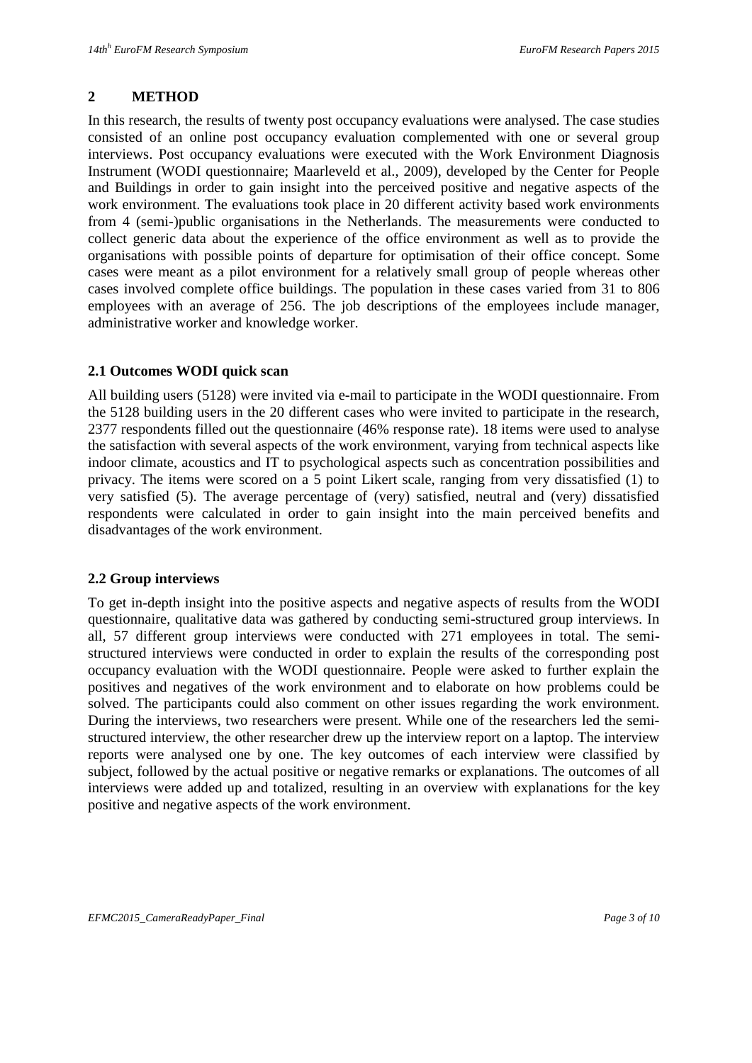## 2 METHOD

In this research, the results of twenty post occupancy evaluations were analysed. The case studies consisted of an online post occupancy evaluation complemented with one or several group interviews. Post occupancy evaluations were executed with the Work Environment Diagnosis Instrument (WODI questionnaire; Maarleveld et al., 2009), developed by the Center for People and Buildings in order to gain insight into the perceived positive and negative aspects of the work environment. The evaluations took place in 20 different activity based work environments from 4 (semi-)public organisations in the Netherlands. The measurements were conducted to collect generic data about the experience of the office environment as well as to provide the organisations with possible points of departure for optimisation of their office concept. Some cases were meant as a pilot environment for a relatively small group of people whereas other cases involved complete office buildings. The population in these cases varied from 31 to 806 employees with an average of 256. The job descriptions of the employees include manager, administrative worker and knowledge worker.

### 2.1 Outcomes WODI quick scan

All building users (5128) were invited via e-mail to participate in the WODI questionnaire. From the 5128 building users in the 20 different cases who were invited to participate in the research, 2377 respondents filled out the questionnaire (46% response rate). 18 items were used to analyse the satisfaction with several aspects of the work environment, varying from technical aspects like indoor climate, acoustics and IT to psychological aspects such as concentration possibilities and privacy. The items were scored on a 5 point Likert scale, ranging from very dissatisfied (1) to very satisfied (5). The average percentage of (very) satisfied, neutral and (very) dissatisfied respondents were calculated in order to gain insight into the main perceived benefits and disadvantages of the work environment.

### 2.2 Group interviews

To get in-depth insight into the positive aspects and negative aspects of results from the WODI questionnaire, qualitative data was gathered by conducting semi-structured group interviews. In all, 57 different group interviews were conducted with 271 employees in total. The semi-structured interviews were conducted in order to explain the results of the corresponding post occupancy evaluation with the WODI questionnaire. People were asked to further explain the positives and negatives of the work environment and to elaborate on how problems could be solved. The participants could also comment on other issues regarding the work environment. During the interviews, two researchers were present. While one of the researchers led the semi-structured interview, the other researcher drew up the interview report on a laptop. The interview reports were analysed one by one. The key outcomes of each interview were classified by subject, followed by the actual positive or negative remarks or explanations. The outcomes of all interviews were added up and totalized, resulting in an overview with explanations for the key positive and negative aspects of the work environment.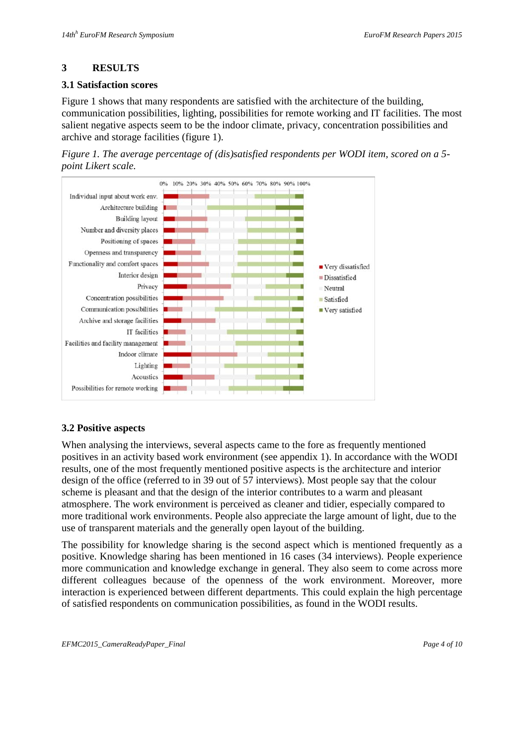# 3 RESULTS

## 3.1 Satisfaction scores

Figure 1 shows that many respondents are satisfied with the architecture of the building, communication possibilities, lighting, possibilities for remote working and IT facilities. The most salient negative aspects seem to be the indoor climate, privacy, concentration possibilities and archive and storage facilities (figure 1).

*Figure 1. The average percentage of (dis)satisfied respondents per WODI item, scored on a 5-point Likert scale.*

## 3.2 Positive aspects

When analysing the interviews, several aspects came to the fore as frequently mentioned positives in an activity based work environment (see appendix 1). In accordance with the WODI results, one of the most frequently mentioned positive aspects is the architecture and interior design of the office (referred to in 39 out of 57 interviews). Most people say that the colour scheme is pleasant and that the design of the interior contributes to a warm and pleasant atmosphere. The work environment is perceived as cleaner and tidier, especially compared to more traditional work environments. People also appreciate the large amount of light, due to the use of transparent materials and the generally open layout of the building.

The possibility for knowledge sharing is the second aspect which is mentioned frequently as a positive. Knowledge sharing has been mentioned in 16 cases (34 interviews). People experience more communication and knowledge exchange in general. They also seem to come across more different colleagues because of the openness of the work environment. Moreover, more interaction is experienced between different departments. This could explain the high percentage of satisfied respondents on communication possibilities, as found in the WODI results.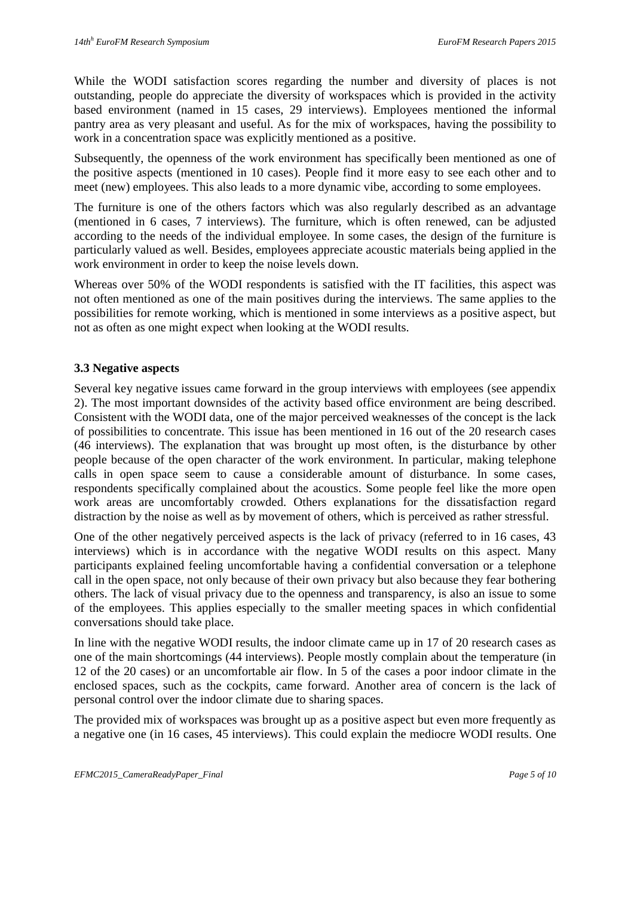While the WODI satisfaction scores regarding the number and diversity of places is not outstanding, people do appreciate the diversity of workspaces which is provided in the activity based environment (named in 15 cases, 29 interviews). Employees mentioned the informal pantry area as very pleasant and useful. As for the mix of workspaces, having the possibility to work in a concentration space was explicitly mentioned as a positive.

Subsequently, the openness of the work environment has specifically been mentioned as one of the positive aspects (mentioned in 10 cases). People find it more easy to see each other and to meet (new) employees. This also leads to a more dynamic vibe, according to some employees.

The furniture is one of the others factors which was also regularly described as an advantage (mentioned in 6 cases, 7 interviews). The furniture, which is often renewed, can be adjusted according to the needs of the individual employee. In some cases, the design of the furniture is particularly valued as well. Besides, employees appreciate acoustic materials being applied in the work environment in order to keep the noise levels down.

Whereas over 50% of the WODI respondents is satisfied with the IT facilities, this aspect was not often mentioned as one of the main positives during the interviews. The same applies to the possibilities for remote working, which is mentioned in some interviews as a positive aspect, but not as often as one might expect when looking at the WODI results.

### 3.3 Negative aspects

Several key negative issues came forward in the group interviews with employees (see appendix 2). The most important downsides of the activity based office environment are being described. Consistent with the WODI data, one of the major perceived weaknesses of the concept is the lack of possibilities to concentrate. This issue has been mentioned in 16 out of the 20 research cases (46 interviews). The explanation that was brought up most often, is the disturbance by other people because of the open character of the work environment. In particular, making telephone calls in open space seem to cause a considerable amount of disturbance. In some cases, respondents specifically complained about the acoustics. Some people feel like the more open work areas are uncomfortably crowded. Others explanations for the dissatisfaction regard distraction by the noise as well as by movement of others, which is perceived as rather stressful.

One of the other negatively perceived aspects is the lack of privacy (referred to in 16 cases, 43 interviews) which is in accordance with the negative WODI results on this aspect. Many participants explained feeling uncomfortable having a confidential conversation or a telephone call in the open space, not only because of their own privacy but also because they fear bothering others. The lack of visual privacy due to the openness and transparency, is also an issue to some of the employees. This applies especially to the smaller meeting spaces in which confidential conversations should take place.

In line with the negative WODI results, the indoor climate came up in 17 of 20 research cases as one of the main shortcomings (44 interviews). People mostly complain about the temperature (in 12 of the 20 cases) or an uncomfortable air flow. In 5 of the cases a poor indoor climate in the enclosed spaces, such as the cockpits, came forward. Another area of concern is the lack of personal control over the indoor climate due to sharing spaces.

The provided mix of workspaces was brought up as a positive aspect but even more frequently as a negative one (in 16 cases, 45 interviews). This could explain the mediocre WODI results. One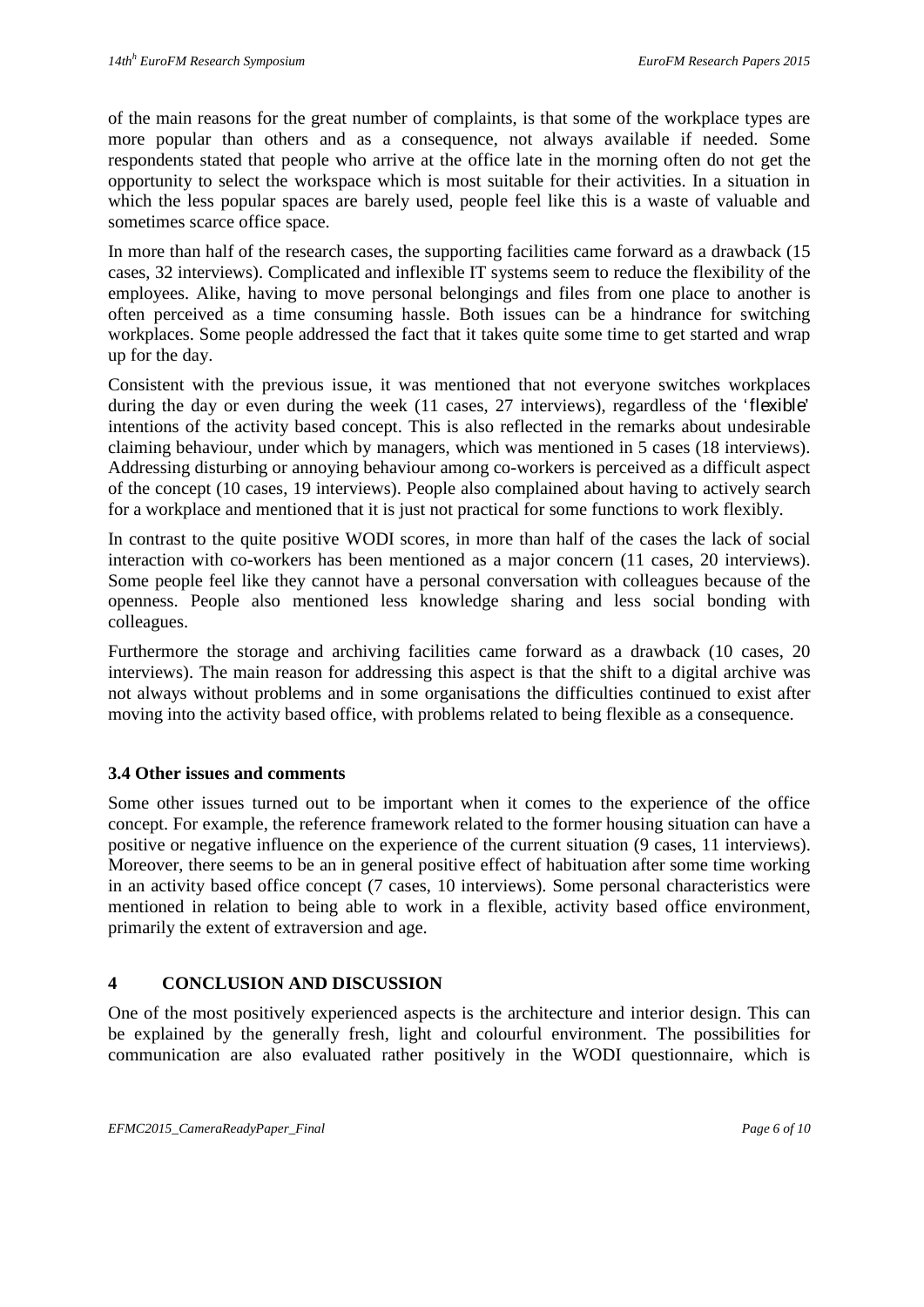of the main reasons for the great number of complaints, is that some of the workplace types are more popular than others and as a consequence, not always available if needed. Some respondents stated that people who arrive at the office late in the morning often do not get the opportunity to select the workspace which is most suitable for their activities. In a situation in which the less popular spaces are barely used, people feel like this is a waste of valuable and sometimes scarce office space.

In more than half of the research cases, the supporting facilities came forward as a drawback (15 cases, 32 interviews). Complicated and inflexible IT systems seem to reduce the flexibility of the employees. Alike, having to move personal belongings and files from one place to another is often perceived as a time consuming hassle. Both issues can be a hindrance for switching workplaces. Some people addressed the fact that it takes quite some time to get started and wrap up for the day.

Consistent with the previous issue, it was mentioned that not everyone switches workplaces during the day or even during the week (11 cases, 27 interviews), regardless of the 'flexible' intentions of the activity based concept. This is also reflected in the remarks about undesirable claiming behaviour, under which by managers, which was mentioned in 5 cases (18 interviews). Addressing disturbing or annoying behaviour among co-workers is perceived as a difficult aspect of the concept (10 cases, 19 interviews). People also complained about having to actively search for a workplace and mentioned that it is just not practical for some functions to work flexibly.

In contrast to the quite positive WODI scores, in more than half of the cases the lack of social interaction with co-workers has been mentioned as a major concern (11 cases, 20 interviews). Some people feel like they cannot have a personal conversation with colleagues because of the openness. People also mentioned less knowledge sharing and less social bonding with colleagues.

Furthermore the storage and archiving facilities came forward as a drawback (10 cases, 20 interviews). The main reason for addressing this aspect is that the shift to a digital archive was not always without problems and in some organisations the difficulties continued to exist after moving into the activity based office, with problems related to being flexible as a consequence.

### 3.4 Other issues and comments

Some other issues turned out to be important when it comes to the experience of the office concept. For example, the reference framework related to the former housing situation can have a positive or negative influence on the experience of the current situation (9 cases, 11 interviews). Moreover, there seems to be an in general positive effect of habituation after some time working in an activity based office concept (7 cases, 10 interviews). Some personal characteristics were mentioned in relation to being able to work in a flexible, activity based office environment, primarily the extent of extraversion and age.

## 4 CONCLUSION AND DISCUSSION

One of the most positively experienced aspects is the architecture and interior design. This can be explained by the generally fresh, light and colourful environment. The possibilities for communication are also evaluated rather positively in the WODI questionnaire, which is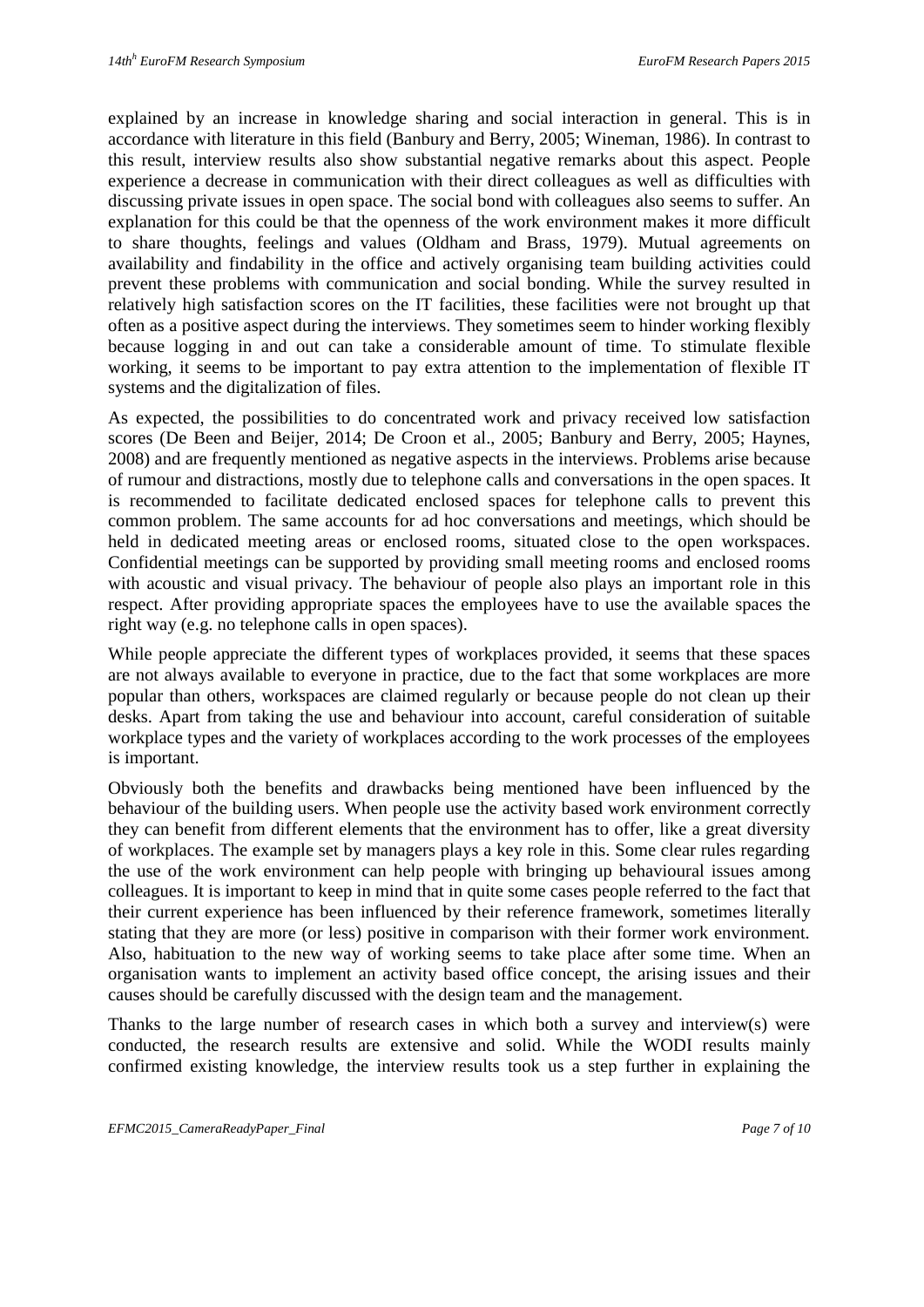explained by an increase in knowledge sharing and social interaction in general. This is in accordance with literature in this field (Banbury and Berry, 2005; Wineman, 1986). In contrast to this result, interview results also show substantial negative remarks about this aspect. People experience a decrease in communication with their direct colleagues as well as difficulties with discussing private issues in open space. The social bond with colleagues also seems to suffer. An explanation for this could be that the openness of the work environment makes it more difficult to share thoughts, feelings and values (Oldham and Brass, 1979). Mutual agreements on availability and findability in the office and actively organising team building activities could prevent these problems with communication and social bonding. While the survey resulted in relatively high satisfaction scores on the IT facilities, these facilities were not brought up that often as a positive aspect during the interviews. They sometimes seem to hinder working flexibly because logging in and out can take a considerable amount of time. To stimulate flexible working, it seems to be important to pay extra attention to the implementation of flexible IT systems and the digitalization of files.

As expected, the possibilities to do concentrated work and privacy received low satisfaction scores (De Been and Beijer, 2014; De Croon et al., 2005; Banbury and Berry, 2005; Haynes, 2008) and are frequently mentioned as negative aspects in the interviews. Problems arise because of rumour and distractions, mostly due to telephone calls and conversations in the open spaces. It is recommended to facilitate dedicated enclosed spaces for telephone calls to prevent this common problem. The same accounts for ad hoc conversations and meetings, which should be held in dedicated meeting areas or enclosed rooms, situated close to the open workspaces. Confidential meetings can be supported by providing small meeting rooms and enclosed rooms with acoustic and visual privacy. The behaviour of people also plays an important role in this respect. After providing appropriate spaces the employees have to use the available spaces the right way (e.g. no telephone calls in open spaces).

While people appreciate the different types of workplaces provided, it seems that these spaces are not always available to everyone in practice, due to the fact that some workplaces are more popular than others, workspaces are claimed regularly or because people do not clean up their desks. Apart from taking the use and behaviour into account, careful consideration of suitable workplace types and the variety of workplaces according to the work processes of the employees is important.

Obviously both the benefits and drawbacks being mentioned have been influenced by the behaviour of the building users. When people use the activity based work environment correctly they can benefit from different elements that the environment has to offer, like a great diversity of workplaces. The example set by managers plays a key role in this. Some clear rules regarding the use of the work environment can help people with bringing up behavioural issues among colleagues. It is important to keep in mind that in quite some cases people referred to the fact that their current experience has been influenced by their reference framework, sometimes literally stating that they are more (or less) positive in comparison with their former work environment. Also, habituation to the new way of working seems to take place after some time. When an organisation wants to implement an activity based office concept, the arising issues and their causes should be carefully discussed with the design team and the management.

Thanks to the large number of research cases in which both a survey and interview(s) were conducted, the research results are extensive and solid. While the WODI results mainly confirmed existing knowledge, the interview results took us a step further in explaining the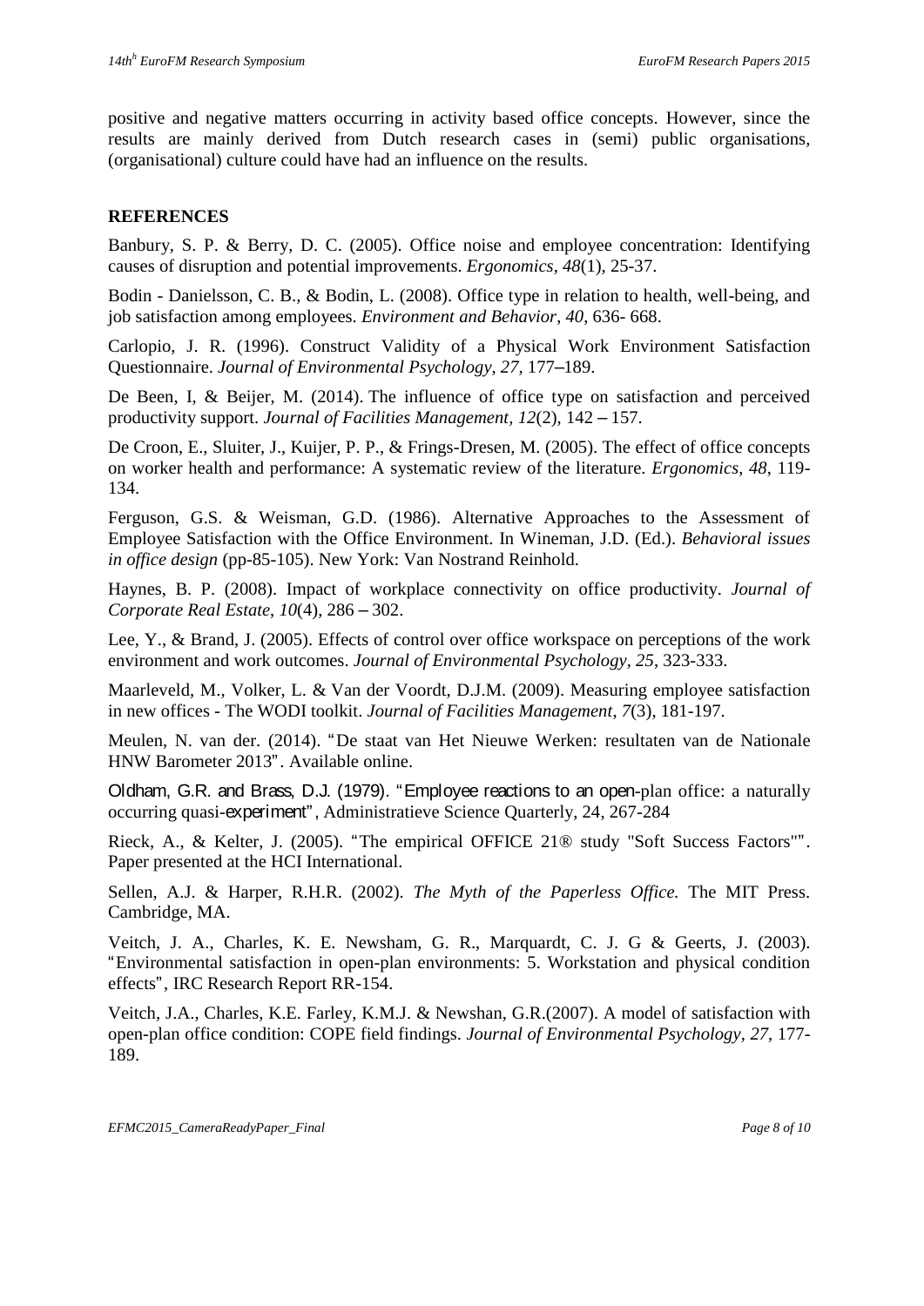positive and negative matters occurring in activity based office concepts. However, since the results are mainly derived from Dutch research cases in (semi) public organisations, (organisational) culture could have had an influence on the results.

## REFERENCES

Banbury, S. P. & Berry, D. C. (2005). Office noise and employee concentration: Identifying causes of disruption and potential improvements. *Ergonomics*, *48*(1), 25-37.

Bodin - Danielsson, C. B., & Bodin, L. (2008). Office type in relation to health, well-being, and job satisfaction among employees. *Environment and Behavior, 40,* 636- 668.

Carlopio, J. R. (1996). Construct Validity of a Physical Work Environment Satisfaction Questionnaire. *Journal of Environmental Psychology*, *27*, 177–189.

De Been, I, & Beijer, M. (2014). The influence of office type on satisfaction and perceived productivity support. *Journal of Facilities Management, 12*(2), 142 – 157.

De Croon, E., Sluiter, J., Kuijer, P. P., & Frings-Dresen, M. (2005). The effect of office concepts on worker health and performance: A systematic review of the literature. *Ergonomics, 48*, 119-134.

Ferguson, G.S. & Weisman, G.D. (1986). Alternative Approaches to the Assessment of Employee Satisfaction with the Office Environment. In Wineman, J.D. (Ed.). *Behavioral issues in office design* (pp-85-105). New York: Van Nostrand Reinhold.

Haynes, B. P. (2008). Impact of workplace connectivity on office productivity. *Journal of Corporate Real Estate*, *10*(4), 286 – 302.

Lee, Y., & Brand, J. (2005). Effects of control over office workspace on perceptions of the work environment and work outcomes. *Journal of Environmental Psychology, 25*, 323-333.

Maarleveld, M., Volker, L. & Van der Voordt, D.J.M. (2009). Measuring employee satisfaction in new offices - The WODI toolkit. *Journal of Facilities Management*, *7*(3), 181-197.

Meulen, N. van der. (2014). "De staat van Het Nieuwe Werken: resultaten van de Nationale HNW Barometer 2013". Available online.

Oldham, G.R. and Brass, D.J. (1979). "Employee reactions to an open-plan office: a naturally occurring quasi-experiment", Administratieve Science Quarterly, 24, 267-284

Rieck, A., & Kelter, J. (2005). "The empirical OFFICE 21® study "Soft Success Factors"". Paper presented at the HCI International.

Sellen, A.J. & Harper, R.H.R. (2002). *The Myth of the Paperless Office.* The MIT Press. Cambridge, MA.

Veitch, J. A., Charles, K. E. Newsham, G. R., Marquardt, C. J. G & Geerts, J. (2003). "Environmental satisfaction in open-plan environments: 5. Workstation and physical condition effects", IRC Research Report RR-154.

Veitch, J.A., Charles, K.E. Farley, K.M.J. & Newshan, G.R.(2007). A model of satisfaction with open-plan office condition: COPE field findings. *Journal of Environmental Psychology, 27,* 177-189.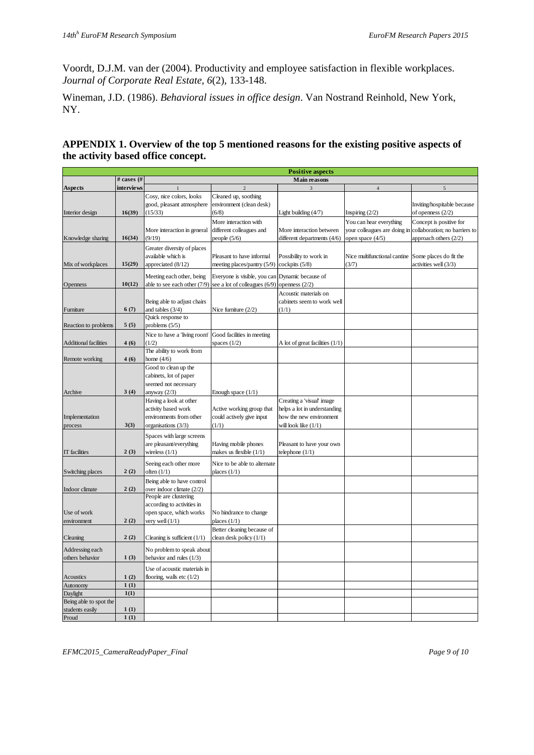Voordt, D.J.M. van der (2004). Productivity and employee satisfaction in flexible workplaces. *Journal of Corporate Real Estate, 6*(2), 133-148.

Wineman, J.D. (1986). *Behavioral issues in office design*. Van Nostrand Reinhold, New York, NY.

## APPENDIX 1. Overview of the top 5 mentioned reasons for the existing positive aspects of the activity based office concept.

| Positive aspects | | | | | | |
|---|---|---|---|---|---|---|
| | # cases (# interviews | Main reasons | | | | |
| Aspects | | 1 | 2 | 3 | 4 | 5 |
| Interior design | 16(39) | Cosy, nice colors, looks good, pleasant atmosphere (15/33) | Cleaned up, soothing environment (clean desk) (6/8) | Light building (4/7) | Inspiring (2/2) | Inviting/hospitable because of openness (2/2) |
| Knowledge sharing | 16(34) | More interaction in general (9/19) | More interaction with different colleagues and people (5/6) | More interaction between different departments (4/6) | You can hear everything your colleagues are doing in open space (4/5) | Concept is positive for collaboration; no barriers to approach others (2/2) |
| Mix of workplaces | 15(29) | Greater diversity of places available which is appreciated (8/12) | Pleasant to have informal meeting places/pantry (5/9) | Possibility to work in cockpits (5/8) | Nice multifunctional cantine (3/7) | Some places do fit the activities well (3/3) |
| Openness | 10(12) | Meeting each other, being able to see each other (7/9) | Everyone is visible, you can see a lot of colleagues (6/9) | Dynamic because of openness (2/2) | | |
| Furniture | 6 (7) | Being able to adjust chairs and tables (3/4) | Nice furniture (2/2) | Acoustic materials on cabinets seem to work well (1/1) | | |
| Reaction to problems | 5 (5) | Quick response to problems (5/5) | | | | |
| Additional facilities | 4 (6) | Nice to have a 'living room' (1/2) | Good facilities in meeting spaces (1/2) | A lot of great facilities (1/1) | | |
| Remote working | 4 (6) | The ability to work from home (4/6) | | | | |
| Archive | 3 (4) | Good to clean up the cabinets, lot of paper seemed not necessary anyway (2/3) | Enough space (1/1) | | | |
| Implementation process | 3(3) | Having a look at other activity based work environments from other organisations (3/3) | Active working group that could actively give input (1/1) | Creating a 'visual' image helps a lot in understanding how the new environment will look like (1/1) | | |
| IT facilities | 2 (3) | Spaces with large screens are pleasant/everything wireless (1/1) | Having mobile phones makes us flexible (1/1) | Pleasant to have your own telephone (1/1) | | |
| Switching places | 2 (2) | Seeing each other more often (1/1) | Nice to be able to alternate places (1/1) | | | |
| Indoor climate | 2 (2) | Being able to have control over indoor climate (2/2) | | | | |
| Use of work environment | 2 (2) | People are clustering according to activities in open space, which works very well (1/1) | No hindrance to change places (1/1) | | | |
| Cleaning | 2 (2) | Cleaning is sufficient (1/1) | Better cleaning because of clean desk policy (1/1) | | | |
| Addressing each others behavior | 1 (3) | No problem to speak about behavior and rules (1/3) | | | | |
| Acoustics | 1 (2) | Use of acoustic materials in flooring, walls etc (1/2) | | | | |
| Autonomy | 1 (1) | | | | | |
| Daylight | 1(1) | | | | | |
| Being able to spot the students easily | 1 (1) | | | | | |
| Proud | 1 (1) | | | | | |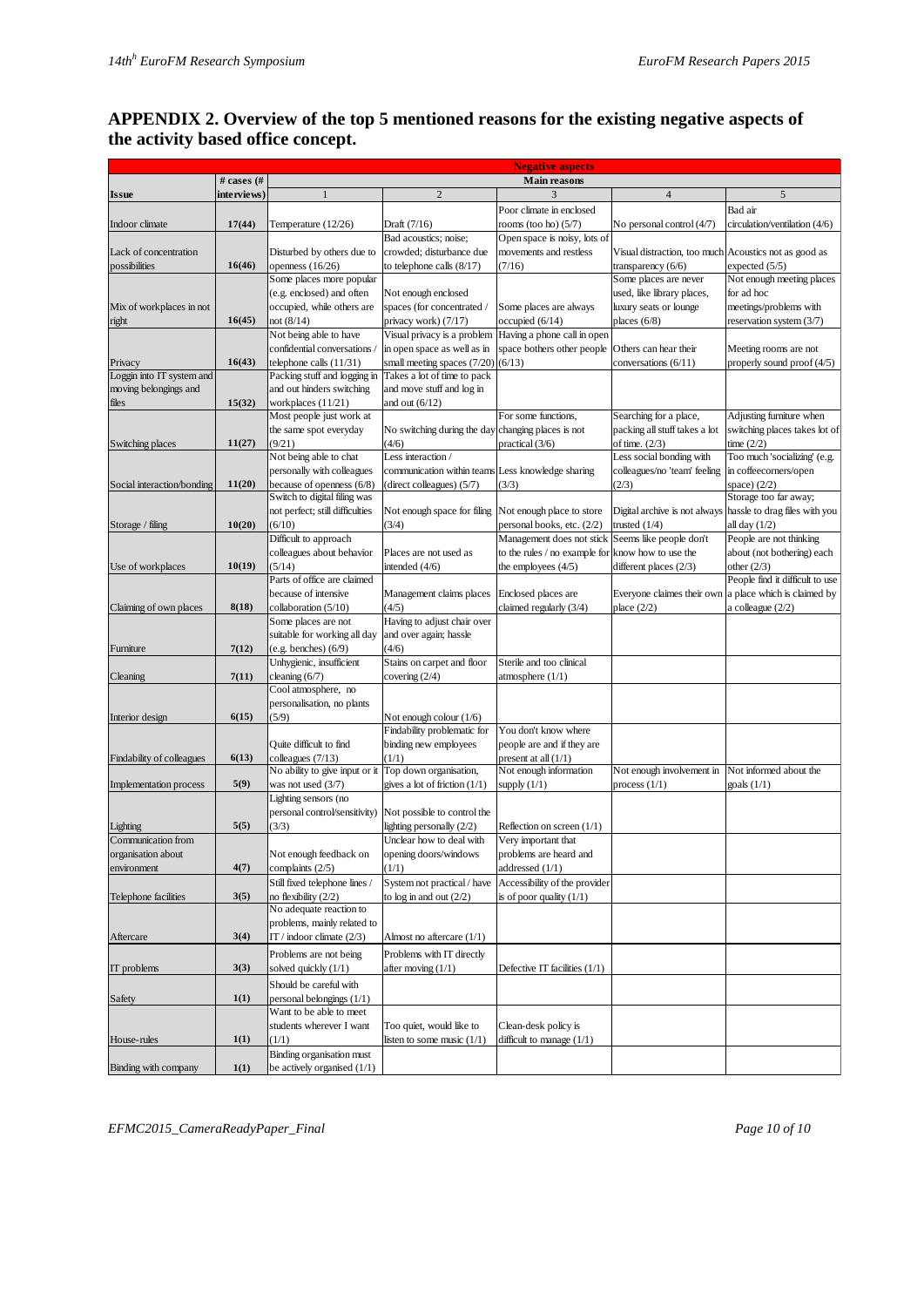## APPENDIX 2. Overview of the top 5 mentioned reasons for the existing negative aspects of the activity based office concept.

| | | Negative aspects | | | | |
|---|---|---|---|---|---|---|
| | # cases (# | Main reasons | | | | |
| Issue | interviews) | 1 | 2 | 3 | 4 | 5 |
| Indoor climate | 17(44) | Temperature (12/26) | Draft (7/16) | Poor climate in enclosed rooms (too ho) (5/7) | No personal control (4/7) | Bad air circulation/ventilation (4/6) |
| Lack of concentration possibilities | 16(46) | Disturbed by others due to openness (16/26) | Bad acoustics; noise; crowded; disturbance due to telephone calls (8/17) | Open space is noisy, lots of movements and restless (7/16) | Visual distraction, too much transparency (6/6) | Acoustics not as good as expected (5/5) |
| Mix of workplaces in not right | 16(45) | Some places more popular (e.g. enclosed) and often occupied, while others are not (8/14) | Not enough enclosed spaces (for concentrated / privacy work) (7/17) | Some places are always occupied (6/14) | Some places are never used, like library places, luxury seats or lounge places (6/8) | Not enough meeting places for ad hoc meetings/problems with reservation system (3/7) |
| Privacy | 16(43) | Not being able to have confidential conversations / telephone calls (11/31) | Visual privacy is a problem in open space as well as in small meeting spaces (7/20) | Having a phone call in open space bothers other people (6/13) | Others can hear their conversations (6/11) | Meeting rooms are not properly sound proof (4/5) |
| Loggin into IT system and moving belongings and files | 15(32) | Packing stuff and logging in and out hinders switching workplaces (11/21) | Takes a lot of time to pack and move stuff and log in and out (6/12) | | | |
| Switching places | 11(27) | Most people just work at the same spot everyday (9/21) | No switching during the day (4/6) | For some functions, changing places is not practical (3/6) | Searching for a place, packing all stuff takes a lot of time. (2/3) | Adjusting furniture when switching places takes lot of time (2/2) |
| Social interaction/bonding | 11(20) | Not being able to chat personally with colleagues because of openness (6/8) | Less interaction / communication within teams (direct colleagues) (5/7) | Less knowledge sharing (3/3) | Less social bonding with colleagues/no 'team' feeling (2/3) | Too much 'socializing' (e.g. in coffeecorners/open space) (2/2) |
| Storage / filing | 10(20) | Switch to digital filing was not perfect; still difficulties (6/10) | Not enough space for filing (3/4) | Not enough place to store personal books, etc. (2/2) | Digital archive is not always trusted (1/4) | Storage too far away; hassle to drag files with you all day (1/2) |
| Use of workplaces | 10(19) | Difficult to approach colleagues about behavior (5/14) | Places are not used as intended (4/6) | Management does not stick to the rules / no example for the employees (4/5) | Seems like people don't know how to use the different places (2/3) | People are not thinking about (not bothering) each other (2/3) |
| Claiming of own places | 8(18) | Parts of office are claimed because of intensive collaboration (5/10) | Management claims places (4/5) | Enclosed places are claimed regularly (3/4) | Everyone claimes their own place (2/2) | People find it difficult to use a place which is claimed by a colleague (2/2) |
| Furniture | 7(12) | Some places are not suitable for working all day (e.g. benches) (6/9) | Having to adjust chair over and over again; hassle (4/6) | | | |
| Cleaning | 7(11) | Unhygienic, insufficient cleaning (6/7) | Stains on carpet and floor covering (2/4) | Sterile and too clinical atmosphere (1/1) | | |
| Interior design | 6(15) | Cool atmosphere, no personalisation, no plants (5/9) | Not enough colour (1/6) | | | |
| Findability of colleagues | 6(13) | Quite difficult to find colleagues (7/13) | Findability problematic for binding new employees (1/1) | You don't know where people are and if they are present at all (1/1) | | |
| Implementation process | 5(9) | No ability to give input or it was not used (3/7) | Top down organisation, gives a lot of friction (1/1) | Not enough information supply (1/1) | Not enough involvement in process (1/1) | Not informed about the goals (1/1) |
| Lighting | 5(5) | Lighting sensors (no personal control/sensitivity) (3/3) | Not possible to control the lighting personally (2/2) | Reflection on screen (1/1) | | |
| Communication from organisation about environment | 4(7) | Not enough feedback on complaints (2/5) | Unclear how to deal with opening doors/windows (1/1) | Very important that problems are heard and addressed (1/1) | | |
| Telephone facilities | 3(5) | Still fixed telephone lines / no flexibility (2/2) | System not practical / have to log in and out (2/2) | Accessibility of the provider is of poor quality (1/1) | | |
| Aftercare | 3(4) | No adequate reaction to problems, mainly related to IT / indoor climate (2/3) | Almost no aftercare (1/1) | | | |
| IT problems | 3(3) | Problems are not being solved quickly (1/1) | Problems with IT directly after moving (1/1) | Defective IT facilities (1/1) | | |
| Safety | 1(1) | Should be careful with personal belongings (1/1) | | | | |
| House-rules | 1(1) | Want to be able to meet students wherever I want (1/1) | Too quiet, would like to listen to some music (1/1) | Clean-desk policy is difficult to manage (1/1) | | |
| Binding with company | 1(1) | Binding organisation must be actively organised (1/1) | | | | |